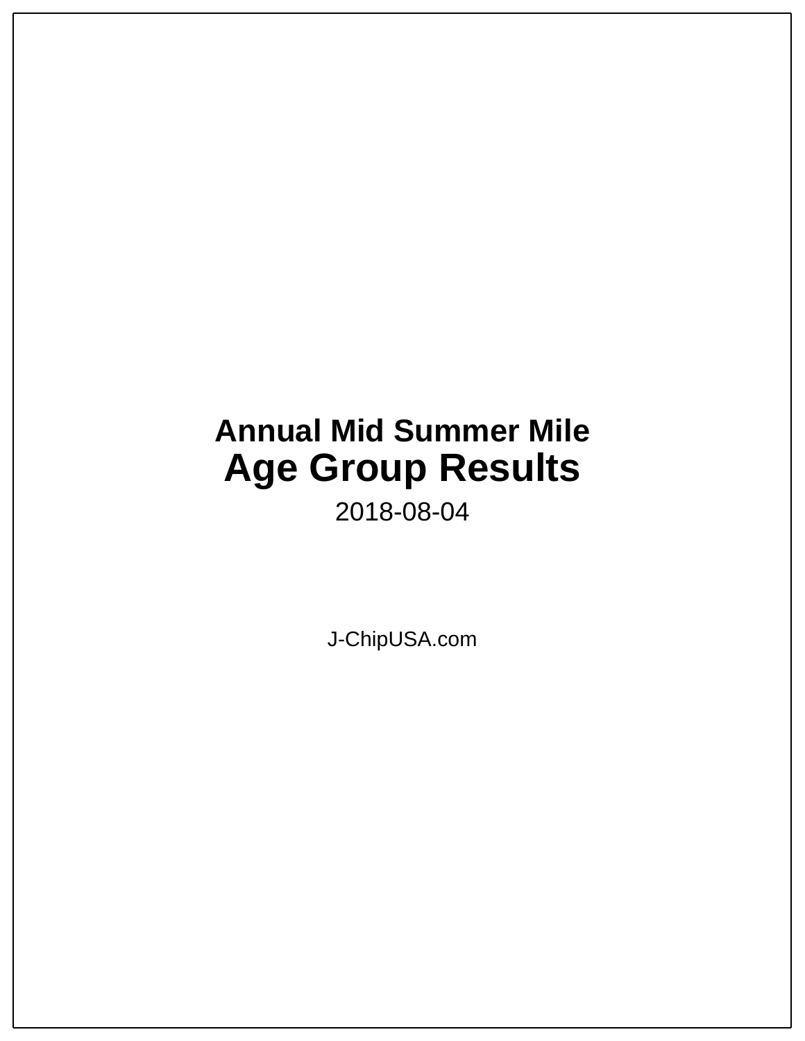# Annual Mid Summer Mile

# Age Group Results

2018-08-04

J-ChipUSA.com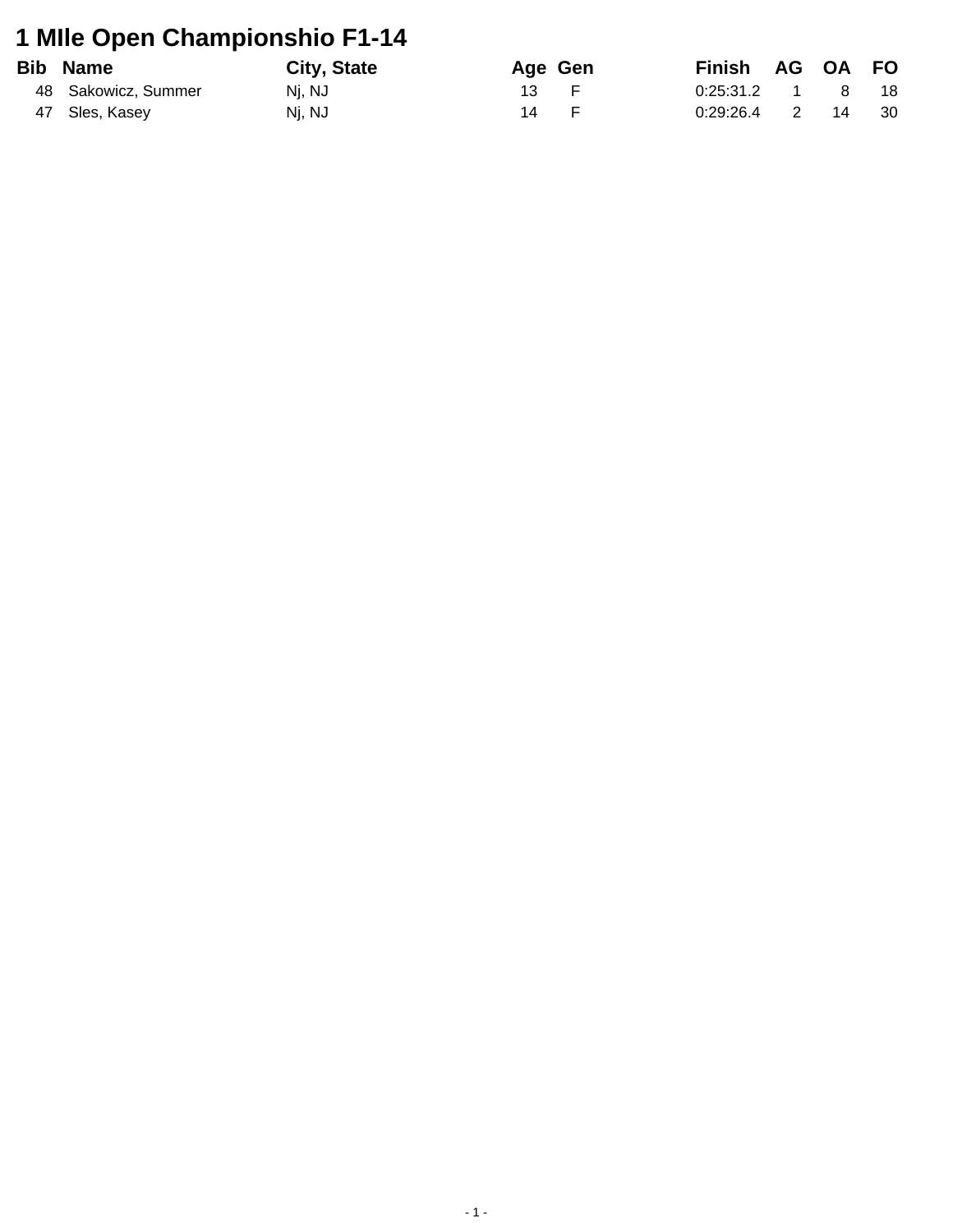# 1 MIle Open Championshio F1-14

| Bib | Name | City, State | Age | Gen | Finish | AG | OA | FO |
|---|---|---|---|---|---|---|---|---|
| 48 | Sakowicz, Summer | Nj, NJ | 13 | F | 0:25:31.2 | 1 | 8 | 18 |
| 47 | Sles, Kasey | Nj, NJ | 14 | F | 0:29:26.4 | 2 | 14 | 30 |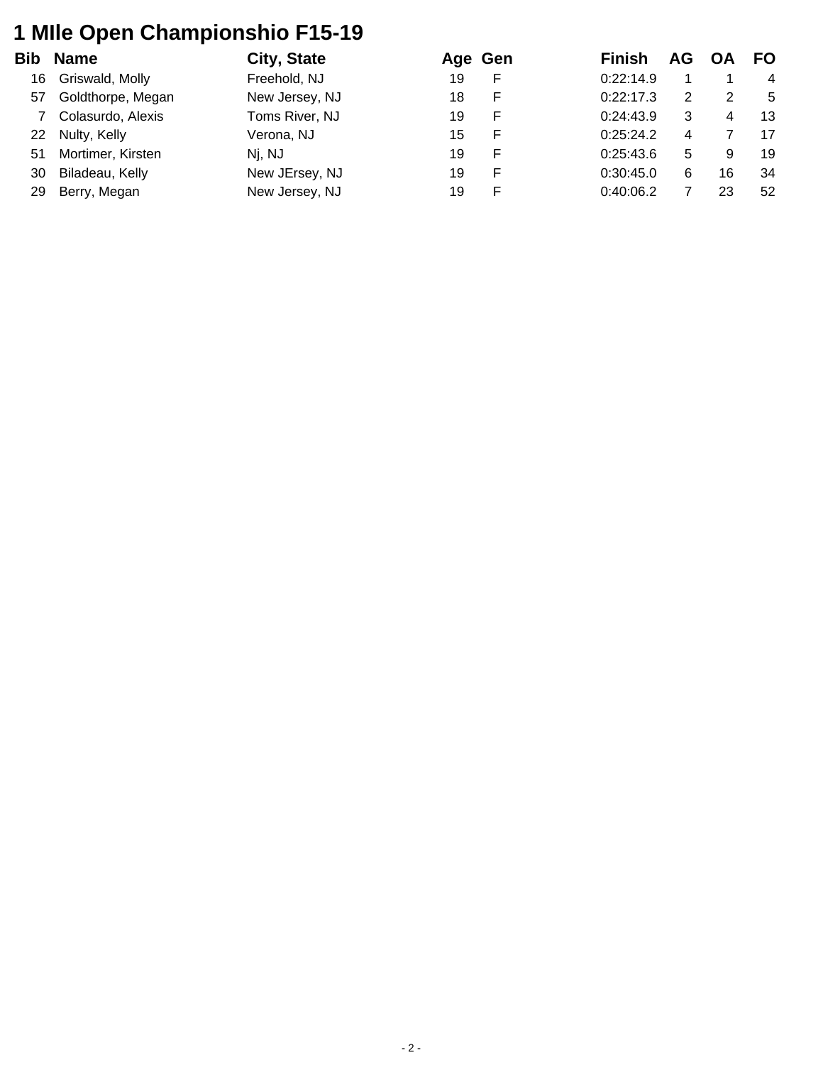# 1 MIle Open Championshio F15-19

| Bib | Name | City, State | Age | Gen | Finish | AG | OA | FO |
|---|---|---|---|---|---|---|---|---|
| 16 | Griswald, Molly | Freehold, NJ | 19 | F | 0:22:14.9 | 1 | 1 | 4 |
| 57 | Goldthorpe, Megan | New Jersey, NJ | 18 | F | 0:22:17.3 | 2 | 2 | 5 |
| 7 | Colasurdo, Alexis | Toms River, NJ | 19 | F | 0:24:43.9 | 3 | 4 | 13 |
| 22 | Nulty, Kelly | Verona, NJ | 15 | F | 0:25:24.2 | 4 | 7 | 17 |
| 51 | Mortimer, Kirsten | Nj, NJ | 19 | F | 0:25:43.6 | 5 | 9 | 19 |
| 30 | Biladeau, Kelly | New JErsey, NJ | 19 | F | 0:30:45.0 | 6 | 16 | 34 |
| 29 | Berry, Megan | New Jersey, NJ | 19 | F | 0:40:06.2 | 7 | 23 | 52 |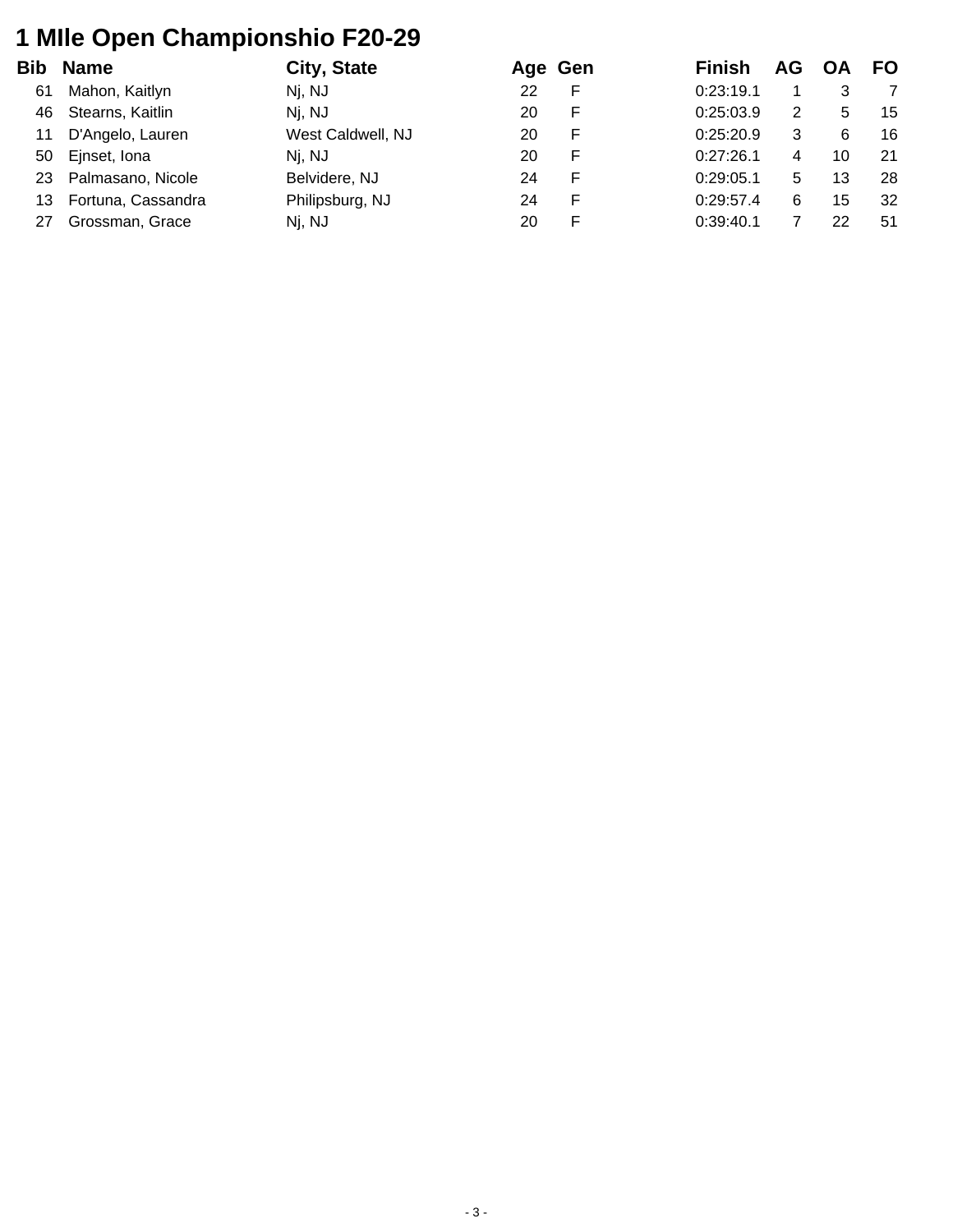# 1 MIle Open Championshio F20-29

| Bib | Name | City, State | Age | Gen | Finish | AG | OA | FO |
|---|---|---|---|---|---|---|---|---|
| 61 | Mahon, Kaitlyn | Nj, NJ | 22 | F | 0:23:19.1 | 1 | 3 | 7 |
| 46 | Stearns, Kaitlin | Nj, NJ | 20 | F | 0:25:03.9 | 2 | 5 | 15 |
| 11 | D'Angelo, Lauren | West Caldwell, NJ | 20 | F | 0:25:20.9 | 3 | 6 | 16 |
| 50 | Ejnset, Iona | Nj, NJ | 20 | F | 0:27:26.1 | 4 | 10 | 21 |
| 23 | Palmasano, Nicole | Belvidere, NJ | 24 | F | 0:29:05.1 | 5 | 13 | 28 |
| 13 | Fortuna, Cassandra | Philipsburg, NJ | 24 | F | 0:29:57.4 | 6 | 15 | 32 |
| 27 | Grossman, Grace | Nj, NJ | 20 | F | 0:39:40.1 | 7 | 22 | 51 |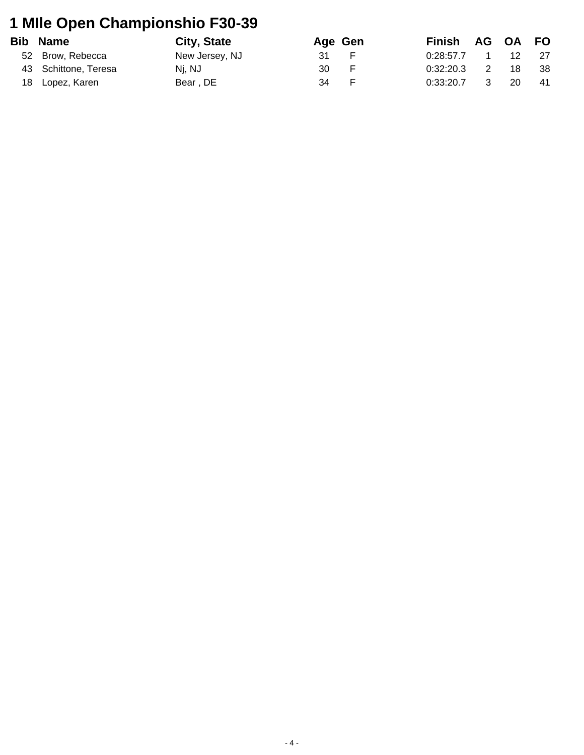# 1 MIle Open Championshio F30-39

| Bib | Name | City, State | Age | Gen | Finish | AG | OA | FO |
|---|---|---|---|---|---|---|---|---|
| 52 | Brow, Rebecca | New Jersey, NJ | 31 | F | 0:28:57.7 | 1 | 12 | 27 |
| 43 | Schittone, Teresa | Nj, NJ | 30 | F | 0:32:20.3 | 2 | 18 | 38 |
| 18 | Lopez, Karen | Bear , DE | 34 | F | 0:33:20.7 | 3 | 20 | 41 |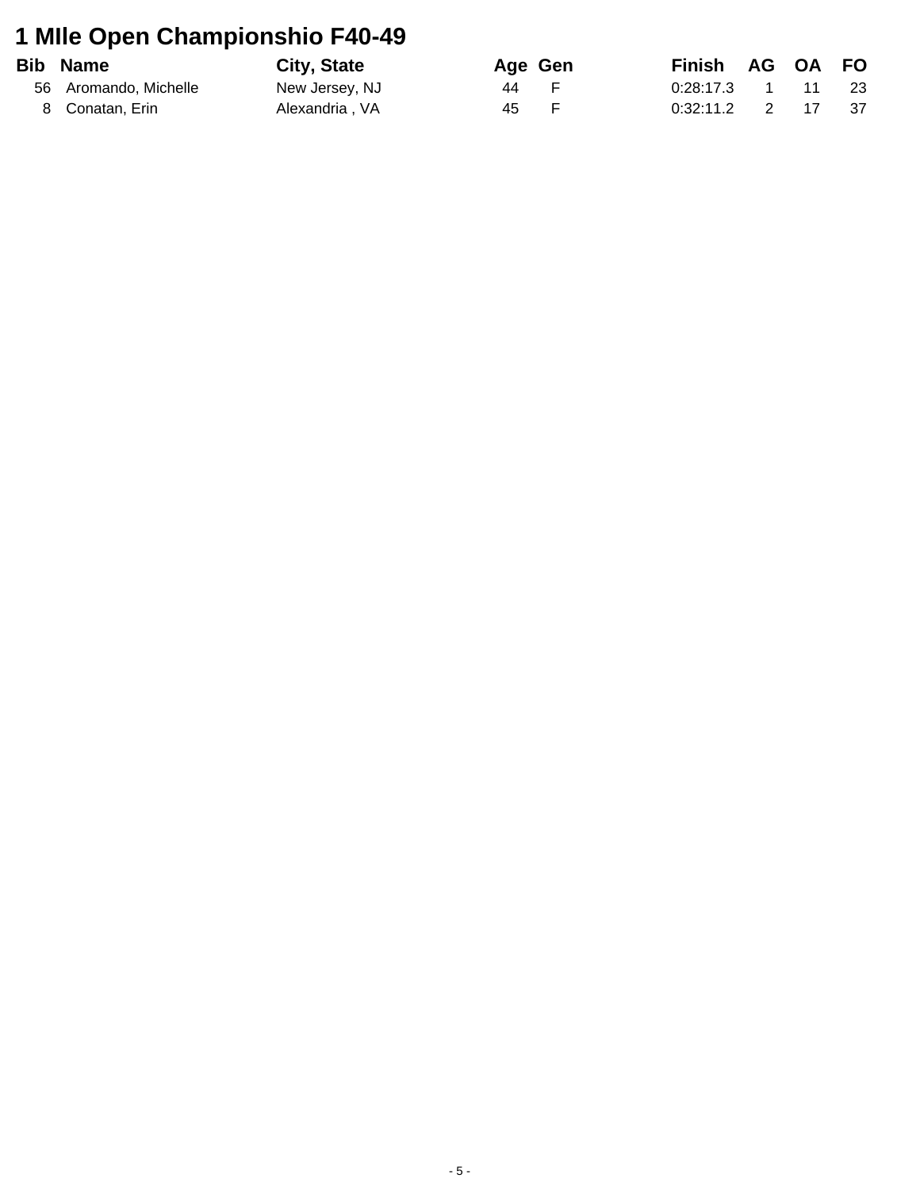# 1 MIle Open Championshio F40-49

| Bib | Name | City, State | Age | Gen | Finish | AG | OA | FO |
|---|---|---|---|---|---|---|---|---|
| 56 | Aromando, Michelle | New Jersey, NJ | 44 | F | 0:28:17.3 | 1 | 11 | 23 |
| 8 | Conatan, Erin | Alexandria , VA | 45 | F | 0:32:11.2 | 2 | 17 | 37 |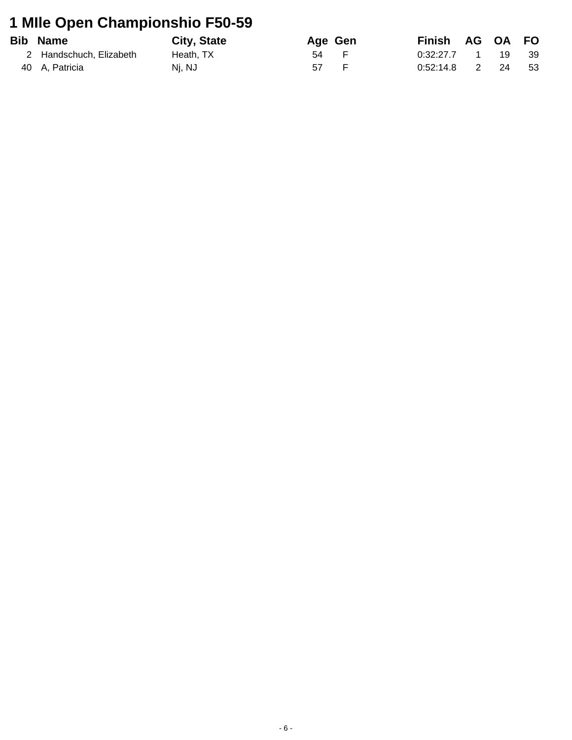# 1 MIle Open Championshio F50-59

| Bib | Name | City, State | Age | Gen | Finish | AG | OA | FO |
|---|---|---|---|---|---|---|---|---|
| 2 | Handschuch, Elizabeth | Heath, TX | 54 | F | 0:32:27.7 | 1 | 19 | 39 |
| 40 | A, Patricia | Nj, NJ | 57 | F | 0:52:14.8 | 2 | 24 | 53 |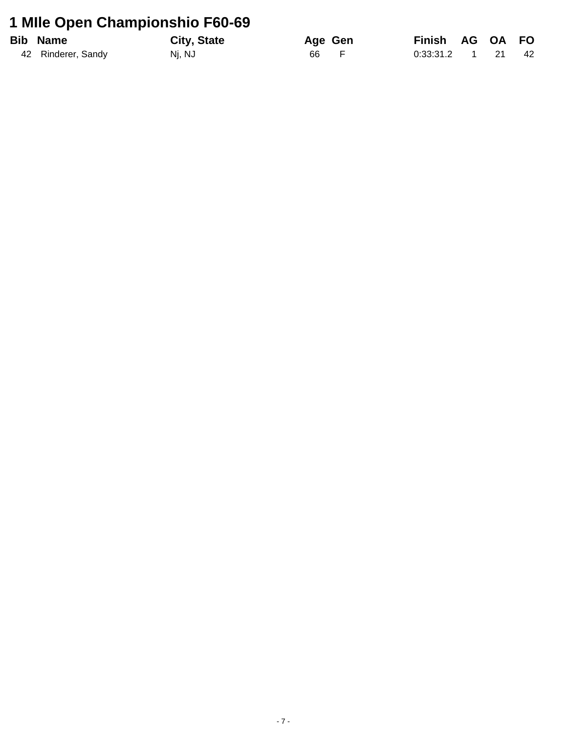# 1 MIle Open Championshio F60-69

| Bib | Name | City, State | Age | Gen | Finish | AG | OA | FO |
|---|---|---|---|---|---|---|---|---|
| 42 | Rinderer, Sandy | Nj, NJ | 66 | F | 0:33:31.2 | 1 | 21 | 42 |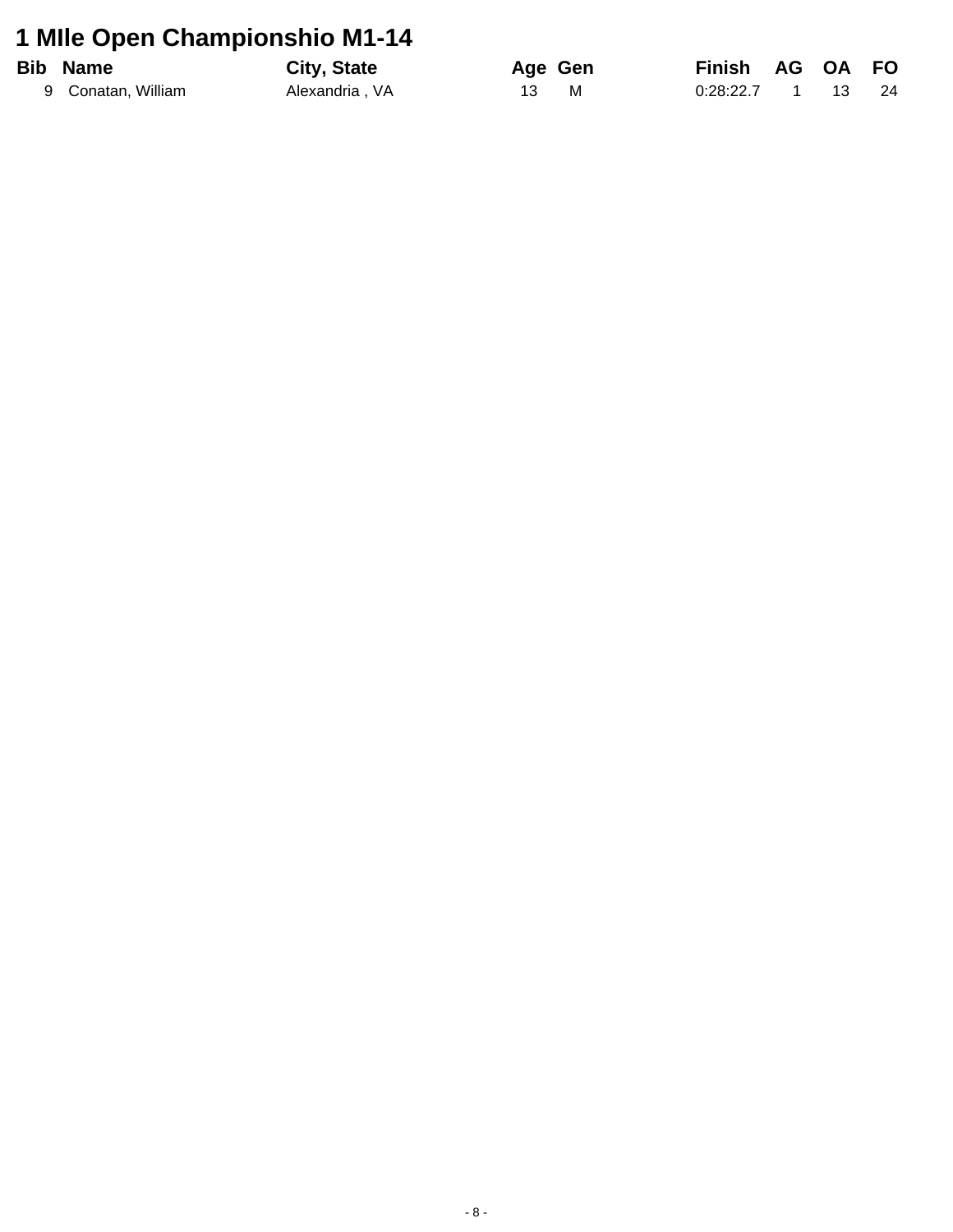# 1 MIle Open Championshio M1-14

| Bib | Name | City, State | Age | Gen | Finish | AG | OA | FO |
|---|---|---|---|---|---|---|---|---|
| 9 | Conatan, William | Alexandria , VA | 13 | M | 0:28:22.7 | 1 | 13 | 24 |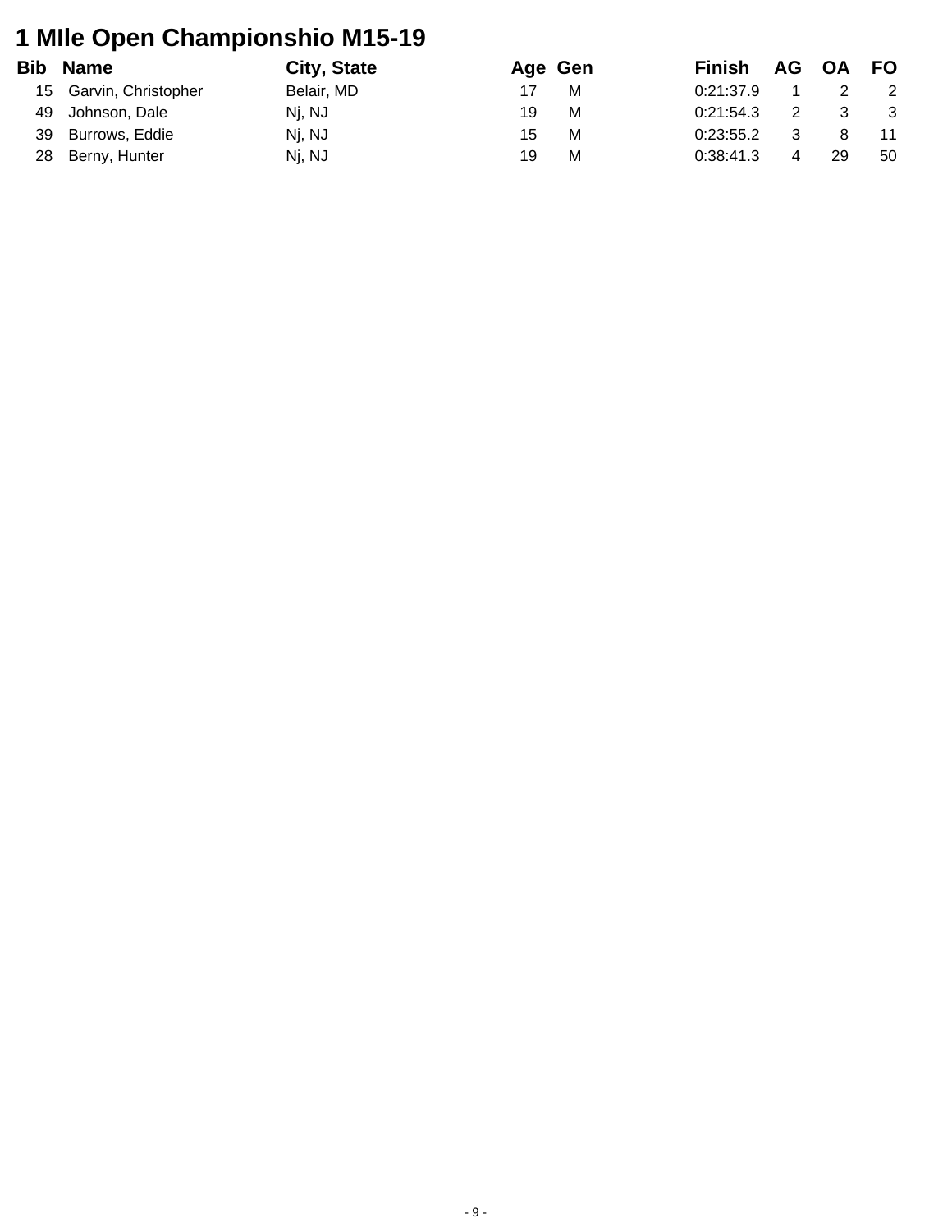# 1 MIle Open Championshio M15-19

| Bib | Name | City, State | Age | Gen | Finish | AG | OA | FO |
|---|---|---|---|---|---|---|---|---|
| 15 | Garvin, Christopher | Belair, MD | 17 | M | 0:21:37.9 | 1 | 2 | 2 |
| 49 | Johnson, Dale | Nj, NJ | 19 | M | 0:21:54.3 | 2 | 3 | 3 |
| 39 | Burrows, Eddie | Nj, NJ | 15 | M | 0:23:55.2 | 3 | 8 | 11 |
| 28 | Berny, Hunter | Nj, NJ | 19 | M | 0:38:41.3 | 4 | 29 | 50 |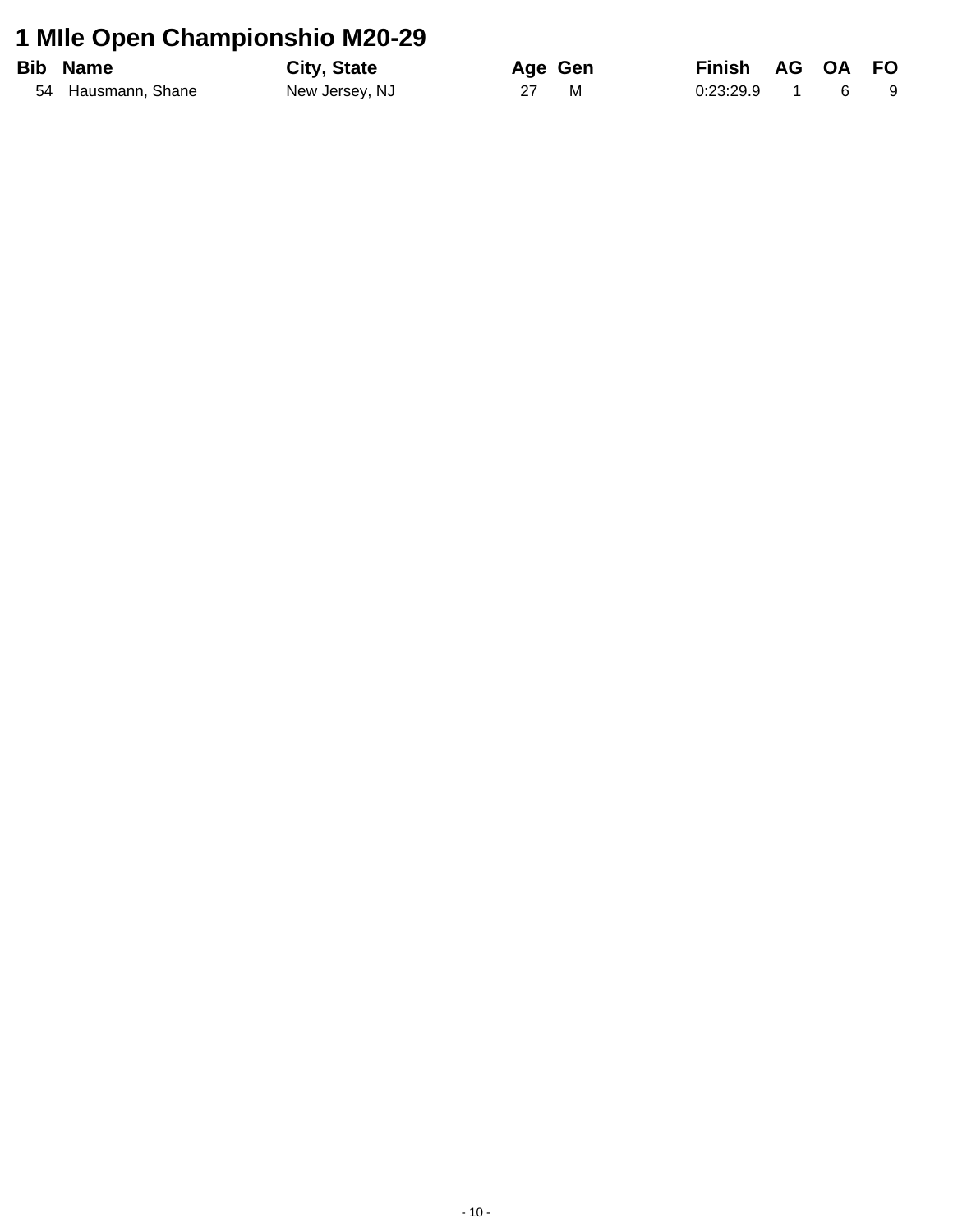# 1 MIle Open Championshio M20-29

| Bib | Name | City, State | Age | Gen | Finish | AG | OA | FO |
|---|---|---|---|---|---|---|---|---|
| 54 | Hausmann, Shane | New Jersey, NJ | 27 | M | 0:23:29.9 | 1 | 6 | 9 |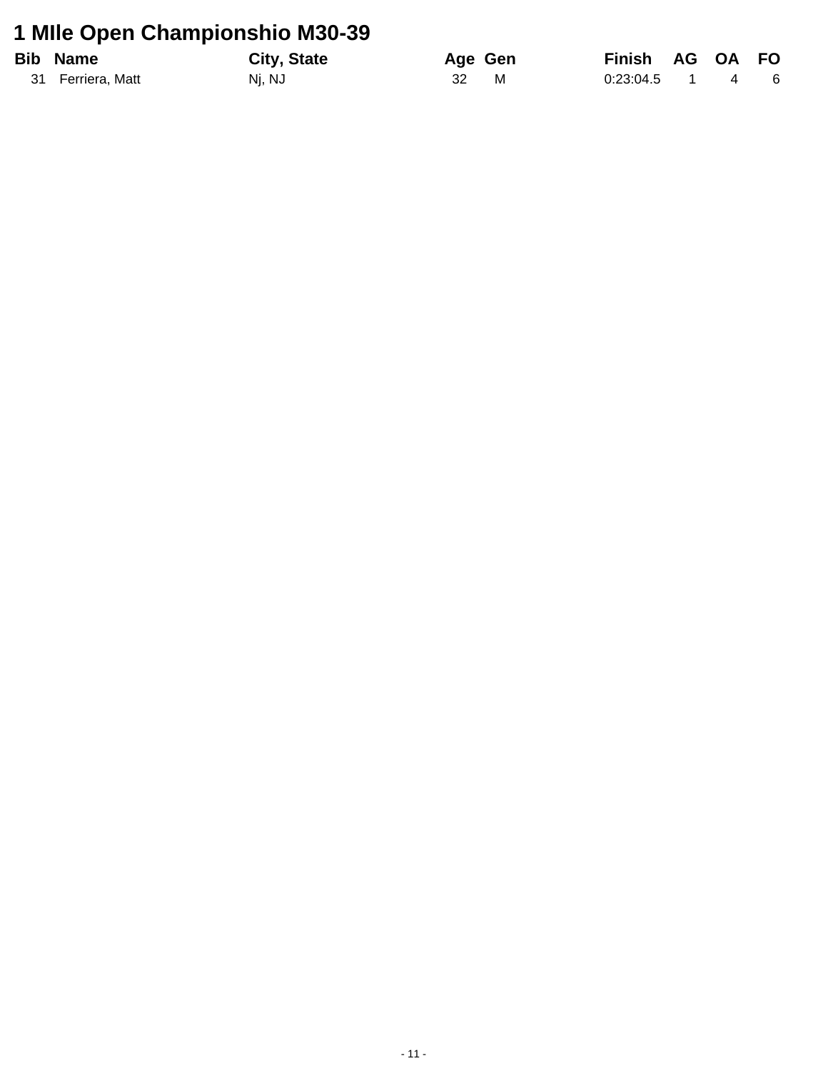# 1 MIle Open Championshio M30-39

| Bib | Name | City, State | Age | Gen | Finish | AG | OA | FO |
|---|---|---|---|---|---|---|---|---|
| 31 | Ferriera, Matt | Nj, NJ | 32 | M | 0:23:04.5 | 1 | 4 | 6 |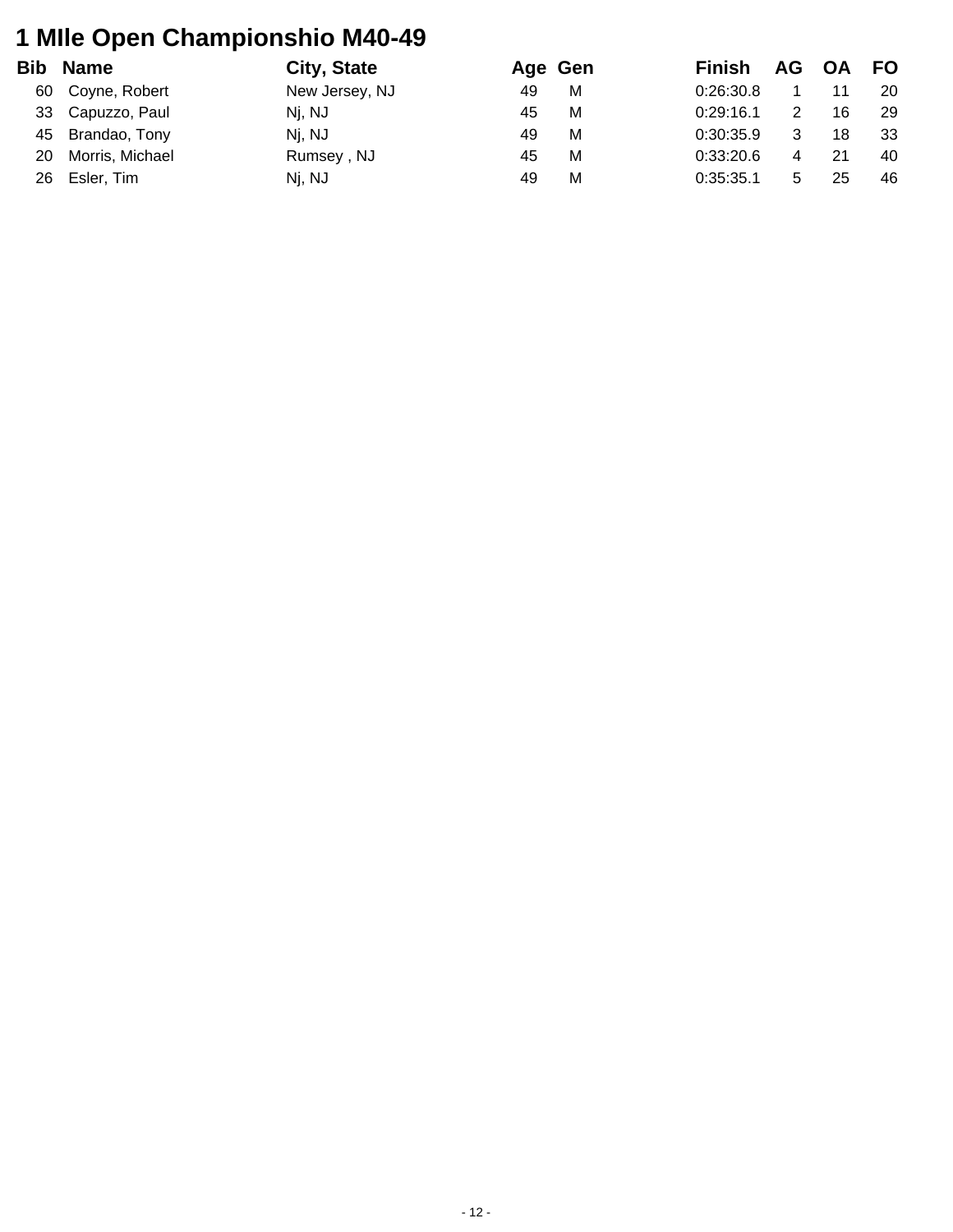# 1 MIle Open Championshio M40-49

| Bib | Name | City, State | Age | Gen | Finish | AG | OA | FO |
|---|---|---|---|---|---|---|---|---|
| 60 | Coyne, Robert | New Jersey, NJ | 49 | M | 0:26:30.8 | 1 | 11 | 20 |
| 33 | Capuzzo, Paul | Nj, NJ | 45 | M | 0:29:16.1 | 2 | 16 | 29 |
| 45 | Brandao, Tony | Nj, NJ | 49 | M | 0:30:35.9 | 3 | 18 | 33 |
| 20 | Morris, Michael | Rumsey , NJ | 45 | M | 0:33:20.6 | 4 | 21 | 40 |
| 26 | Esler, Tim | Nj, NJ | 49 | M | 0:35:35.1 | 5 | 25 | 46 |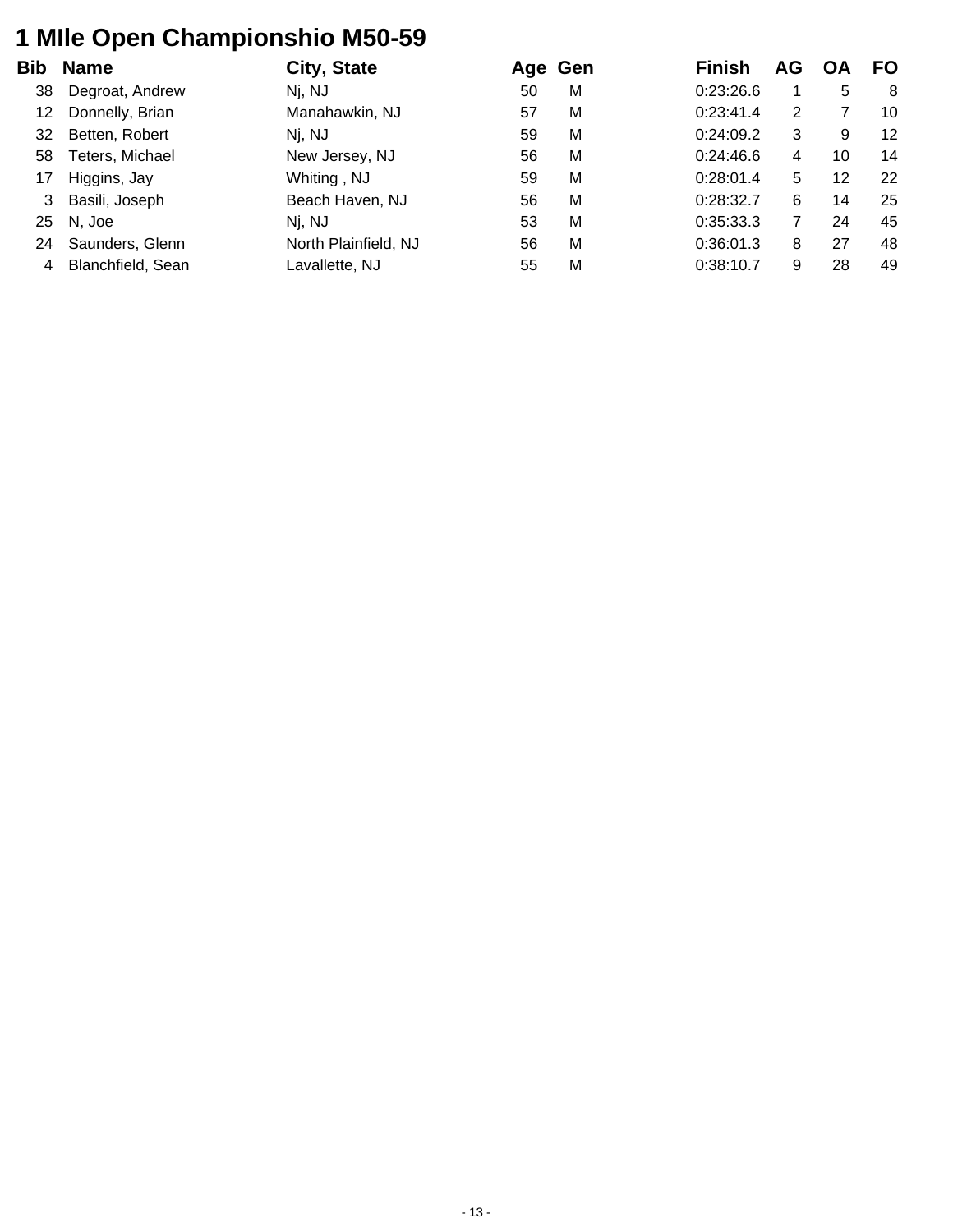# 1 MIle Open Championshio M50-59

| Bib | Name | City, State | Age | Gen | Finish | AG | OA | FO |
|---|---|---|---|---|---|---|---|---|
| 38 | Degroat, Andrew | Nj, NJ | 50 | M | 0:23:26.6 | 1 | 5 | 8 |
| 12 | Donnelly, Brian | Manahawkin, NJ | 57 | M | 0:23:41.4 | 2 | 7 | 10 |
| 32 | Betten, Robert | Nj, NJ | 59 | M | 0:24:09.2 | 3 | 9 | 12 |
| 58 | Teters, Michael | New Jersey, NJ | 56 | M | 0:24:46.6 | 4 | 10 | 14 |
| 17 | Higgins, Jay | Whiting , NJ | 59 | M | 0:28:01.4 | 5 | 12 | 22 |
| 3 | Basili, Joseph | Beach Haven, NJ | 56 | M | 0:28:32.7 | 6 | 14 | 25 |
| 25 | N, Joe | Nj, NJ | 53 | M | 0:35:33.3 | 7 | 24 | 45 |
| 24 | Saunders, Glenn | North Plainfield, NJ | 56 | M | 0:36:01.3 | 8 | 27 | 48 |
| 4 | Blanchfield, Sean | Lavallette, NJ | 55 | M | 0:38:10.7 | 9 | 28 | 49 |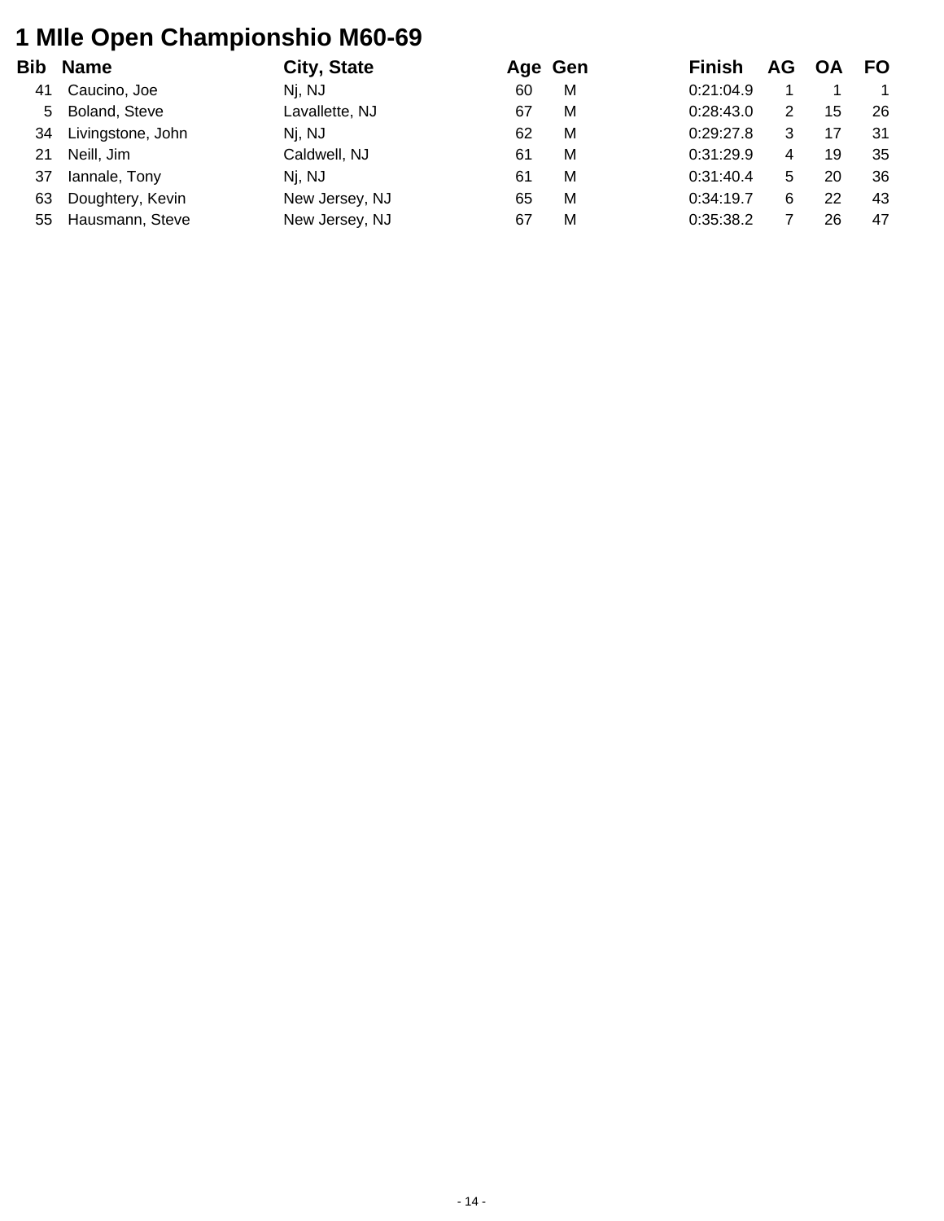# 1 MIle Open Championshio M60-69

| Bib | Name | City, State | Age | Gen | Finish | AG | OA | FO |
|---|---|---|---|---|---|---|---|---|
| 41 | Caucino, Joe | Nj, NJ | 60 | M | 0:21:04.9 | 1 | 1 | 1 |
| 5 | Boland, Steve | Lavallette, NJ | 67 | M | 0:28:43.0 | 2 | 15 | 26 |
| 34 | Livingstone, John | Nj, NJ | 62 | M | 0:29:27.8 | 3 | 17 | 31 |
| 21 | Neill, Jim | Caldwell, NJ | 61 | M | 0:31:29.9 | 4 | 19 | 35 |
| 37 | Iannale, Tony | Nj, NJ | 61 | M | 0:31:40.4 | 5 | 20 | 36 |
| 63 | Doughtery, Kevin | New Jersey, NJ | 65 | M | 0:34:19.7 | 6 | 22 | 43 |
| 55 | Hausmann, Steve | New Jersey, NJ | 67 | M | 0:35:38.2 | 7 | 26 | 47 |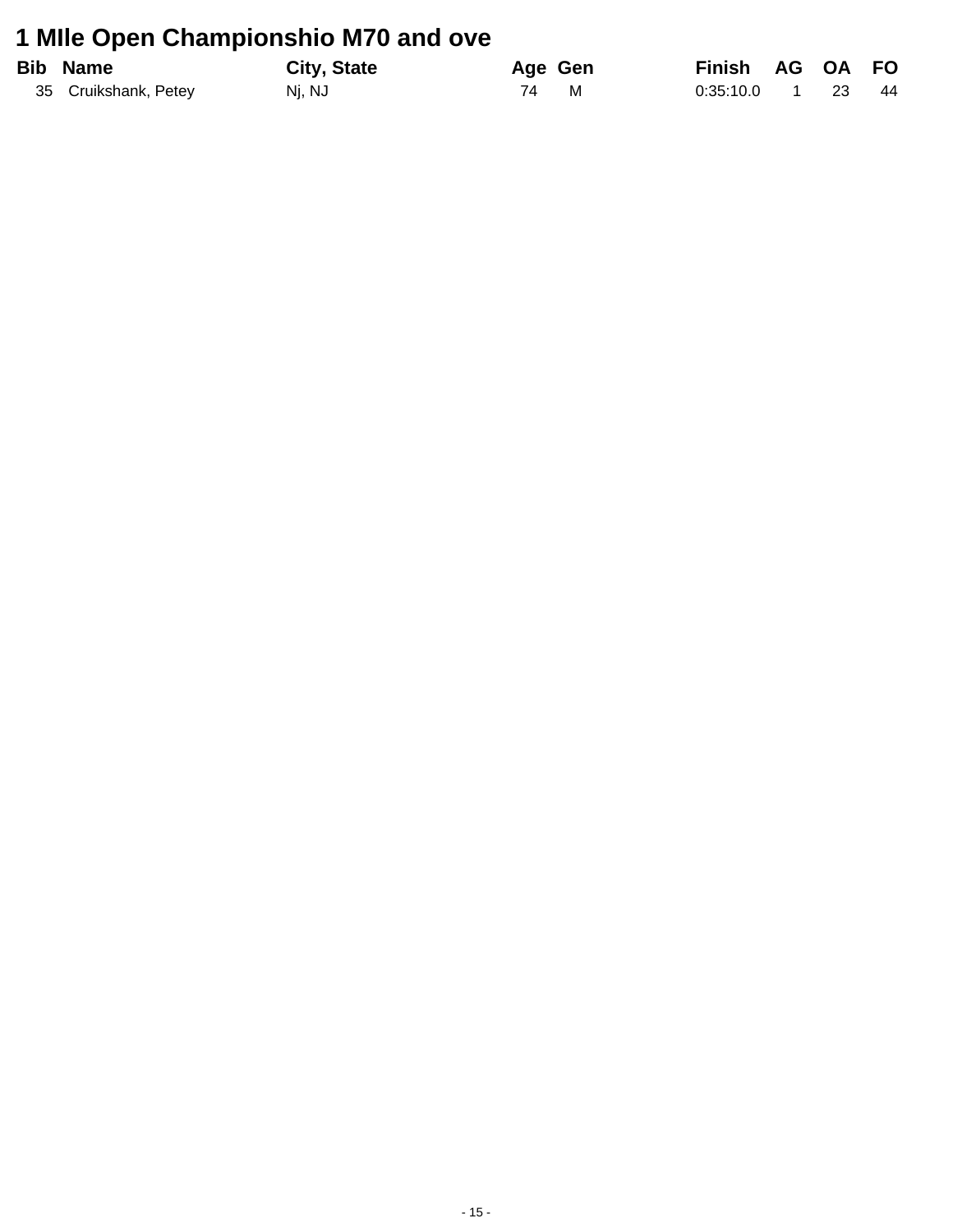# 1 MIle Open Championshio M70 and ove

| Bib | Name | City, State | Age | Gen | Finish | AG | OA | FO |
|---|---|---|---|---|---|---|---|---|
| 35 | Cruikshank, Petey | Nj, NJ | 74 | M | 0:35:10.0 | 1 | 23 | 44 |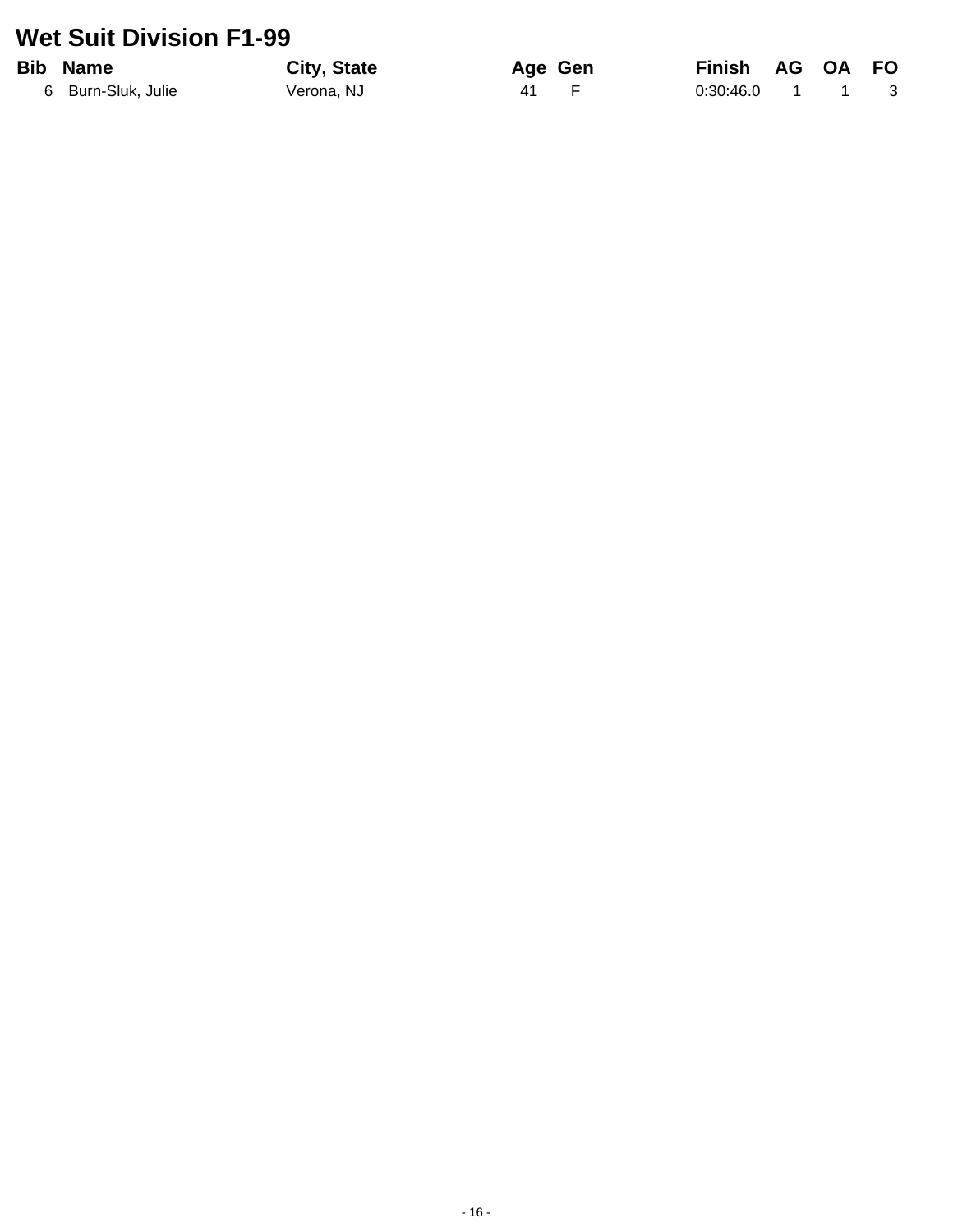# Wet Suit Division F1-99

| Bib | Name | City, State | Age | Gen | Finish | AG | OA | FO |
|---|---|---|---|---|---|---|---|---|
| 6 | Burn-Sluk, Julie | Verona, NJ | 41 | F | 0:30:46.0 | 1 | 1 | 3 |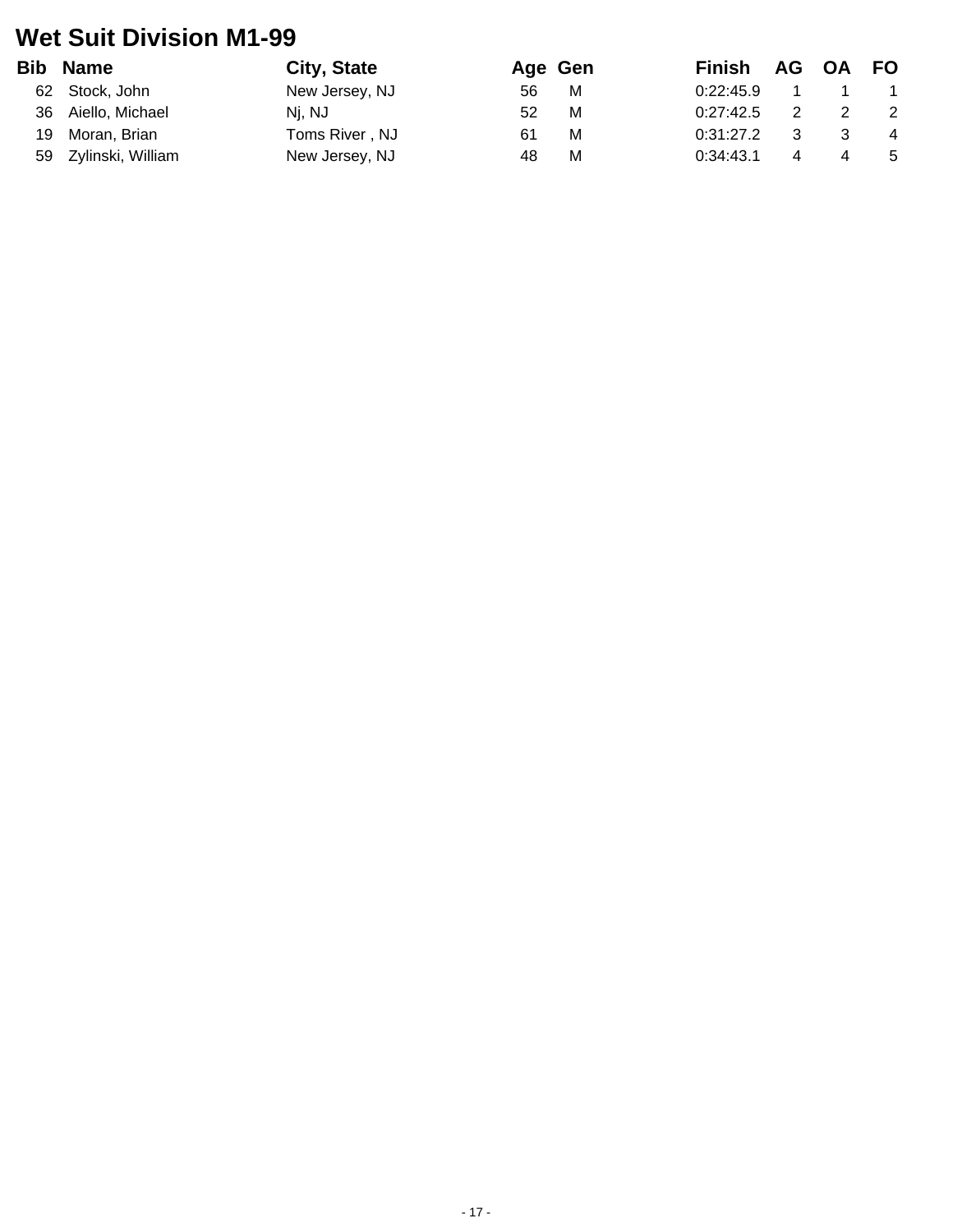# Wet Suit Division M1-99

| Bib | Name | City, State | Age | Gen | Finish | AG | OA | FO |
|---|---|---|---|---|---|---|---|---|
| 62 | Stock, John | New Jersey, NJ | 56 | M | 0:22:45.9 | 1 | 1 | 1 |
| 36 | Aiello, Michael | Nj, NJ | 52 | M | 0:27:42.5 | 2 | 2 | 2 |
| 19 | Moran, Brian | Toms River , NJ | 61 | M | 0:31:27.2 | 3 | 3 | 4 |
| 59 | Zylinski, William | New Jersey, NJ | 48 | M | 0:34:43.1 | 4 | 4 | 5 |